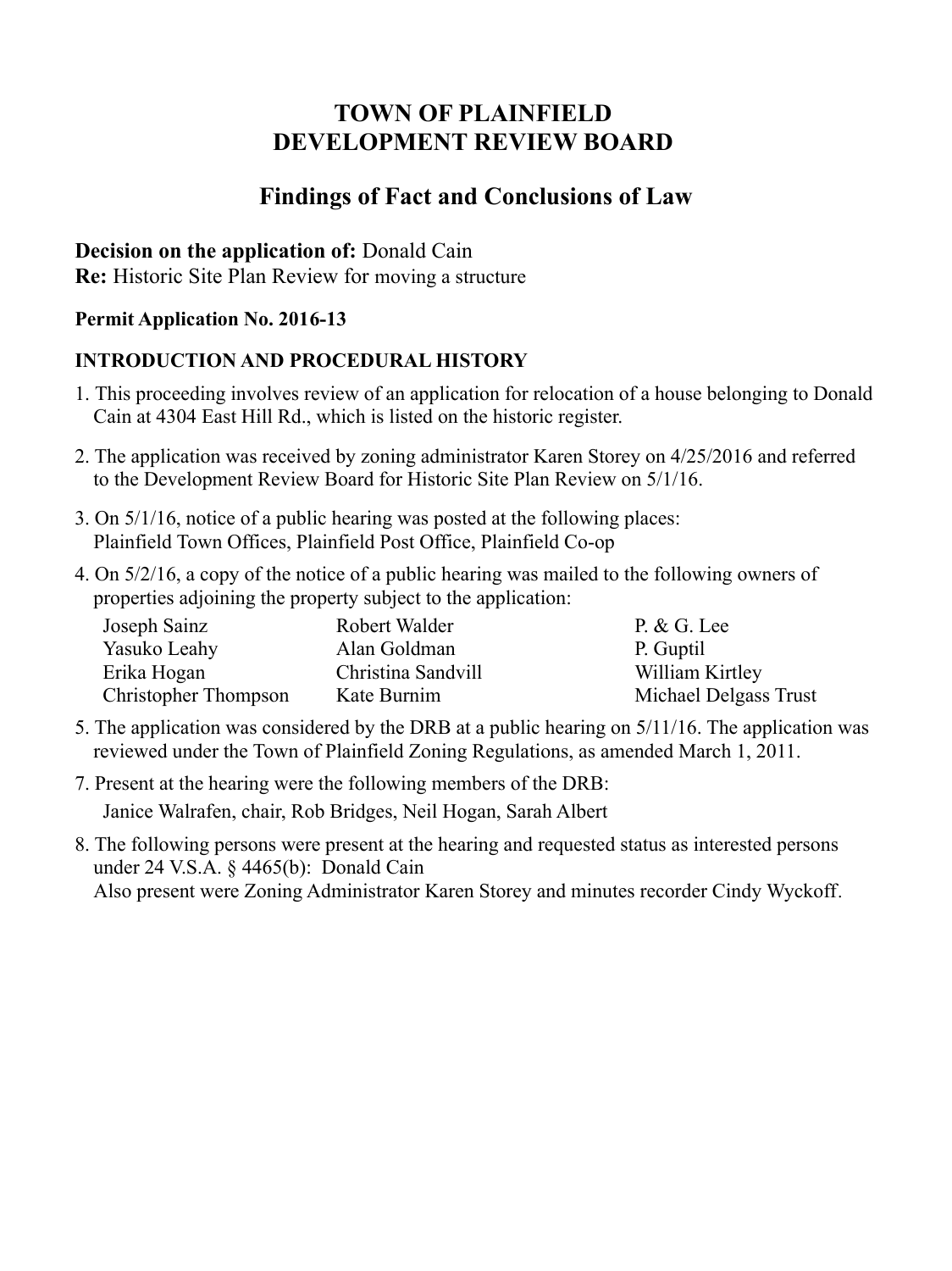# TOWN OF PLAINFIELD
# DEVELOPMENT REVIEW BOARD

## Findings of Fact and Conclusions of Law

**Decision on the application of:** Donald Cain
**Re:** Historic Site Plan Review for moving a structure

**Permit Application No. 2016-13**

**INTRODUCTION AND PROCEDURAL HISTORY**

1. This proceeding involves review of an application for relocation of a house belonging to Donald Cain at 4304 East Hill Rd., which is listed on the historic register.

2. The application was received by zoning administrator Karen Storey on 4/25/2016 and referred to the Development Review Board for Historic Site Plan Review on 5/1/16.

3. On 5/1/16, notice of a public hearing was posted at the following places: Plainfield Town Offices, Plainfield Post Office, Plainfield Co-op

4. On 5/2/16, a copy of the notice of a public hearing was mailed to the following owners of properties adjoining the property subject to the application:

| | | |
|---|---|---|
| Joseph Sainz | Robert Walder | P. & G. Lee |
| Yasuko Leahy | Alan Goldman | P. Guptil |
| Erika Hogan | Christina Sandvill | William Kirtley |
| Christopher Thompson | Kate Burnim | Michael Delgass Trust |

5. The application was considered by the DRB at a public hearing on 5/11/16. The application was reviewed under the Town of Plainfield Zoning Regulations, as amended March 1, 2011.

7. Present at the hearing were the following members of the DRB:
   Janice Walrafen, chair, Rob Bridges, Neil Hogan, Sarah Albert

8. The following persons were present at the hearing and requested status as interested persons under 24 V.S.A. § 4465(b): Donald Cain
   Also present were Zoning Administrator Karen Storey and minutes recorder Cindy Wyckoff.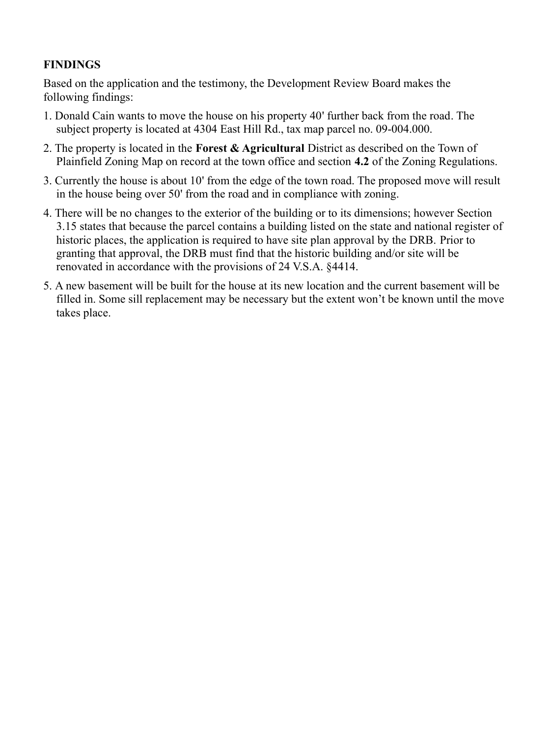**FINDINGS**

Based on the application and the testimony, the Development Review Board makes the following findings:

1. Donald Cain wants to move the house on his property 40' further back from the road. The subject property is located at 4304 East Hill Rd., tax map parcel no. 09-004.000.
2. The property is located in the **Forest & Agricultural** District as described on the Town of Plainfield Zoning Map on record at the town office and section **4.2** of the Zoning Regulations.
3. Currently the house is about 10' from the edge of the town road. The proposed move will result in the house being over 50' from the road and in compliance with zoning.
4. There will be no changes to the exterior of the building or to its dimensions; however Section 3.15 states that because the parcel contains a building listed on the state and national register of historic places, the application is required to have site plan approval by the DRB. Prior to granting that approval, the DRB must find that the historic building and/or site will be renovated in accordance with the provisions of 24 V.S.A. §4414.
5. A new basement will be built for the house at its new location and the current basement will be filled in. Some sill replacement may be necessary but the extent won't be known until the move takes place.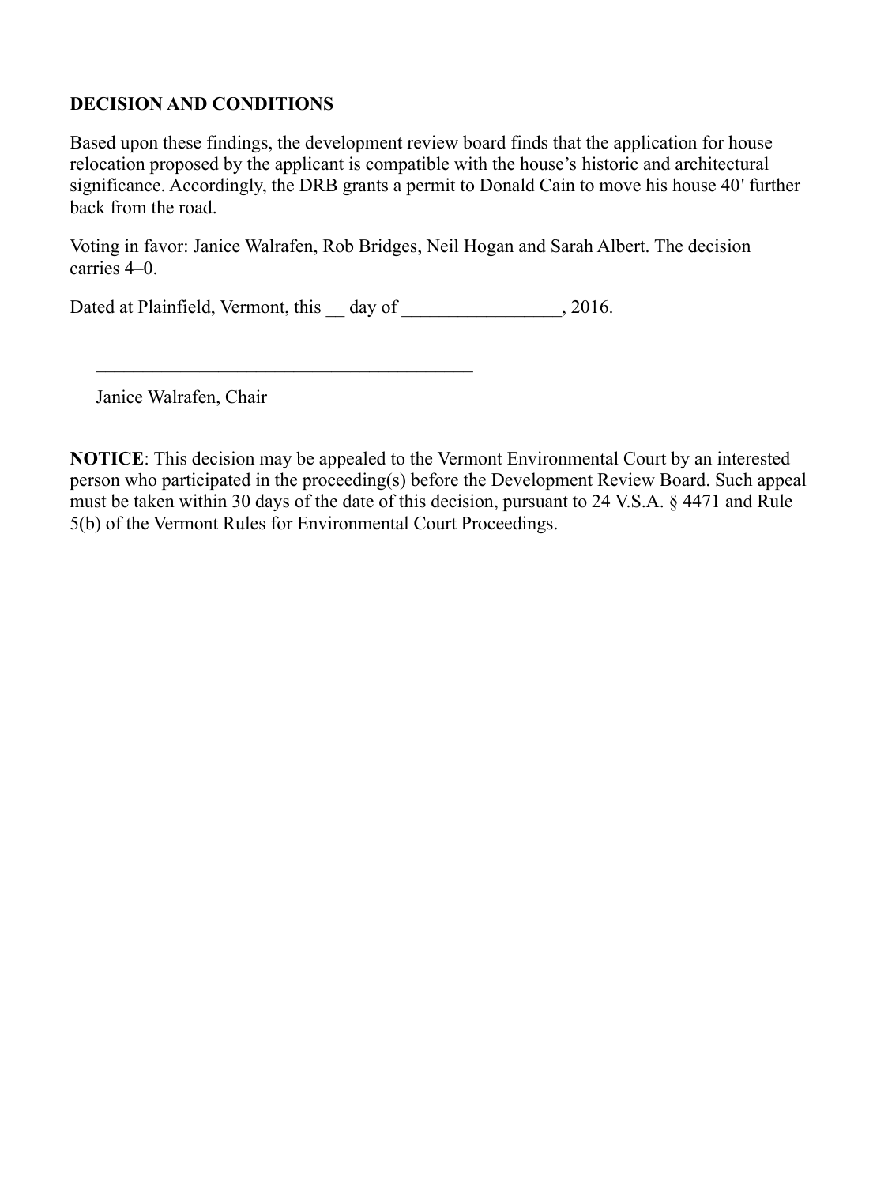**DECISION AND CONDITIONS**

Based upon these findings, the development review board finds that the application for house relocation proposed by the applicant is compatible with the house's historic and architectural significance. Accordingly, the DRB grants a permit to Donald Cain to move his house 40' further back from the road.

Voting in favor: Janice Walrafen, Rob Bridges, Neil Hogan and Sarah Albert. The decision carries 4–0.

Dated at Plainfield, Vermont, this __ day of _________________, 2016.

\_\_\_\_\_\_\_\_\_\_\_\_\_\_\_\_\_\_\_\_\_\_\_\_\_\_\_\_\_\_\_\_\_\_\_\_\_\_\_\_\_\_

Janice Walrafen, Chair

**NOTICE**: This decision may be appealed to the Vermont Environmental Court by an interested person who participated in the proceeding(s) before the Development Review Board. Such appeal must be taken within 30 days of the date of this decision, pursuant to 24 V.S.A. § 4471 and Rule 5(b) of the Vermont Rules for Environmental Court Proceedings.